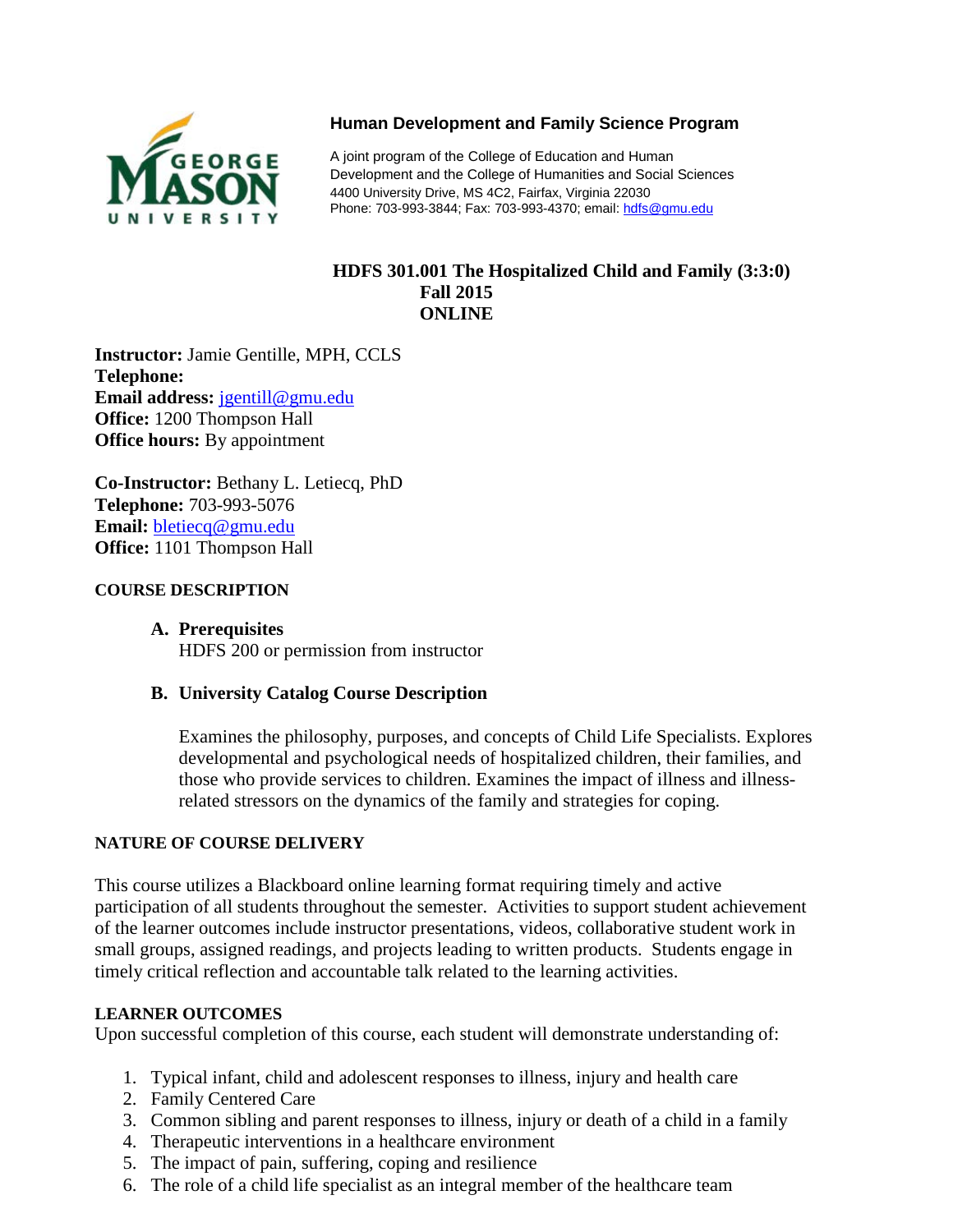**Human Development and Family Science Program**

A joint program of the College of Education and Human Development and the College of Humanities and Social Sciences
4400 University Drive, MS 4C2, Fairfax, Virginia 22030
Phone: 703-993-3844; Fax: 703-993-4370; email: hdfs@gmu.edu

# HDFS 301.001 The Hospitalized Child and Family (3:3:0)
## Fall 2015
## ONLINE

**Instructor:** Jamie Gentille, MPH, CCLS
**Telephone:**
**Email address:** jgentill@gmu.edu
**Office:** 1200 Thompson Hall
**Office hours:** By appointment

**Co-Instructor:** Bethany L. Letiecq, PhD
**Telephone:** 703-993-5076
**Email:** bletiecq@gmu.edu
**Office:** 1101 Thompson Hall

## COURSE DESCRIPTION

### A. Prerequisites

HDFS 200 or permission from instructor

### B. University Catalog Course Description

Examines the philosophy, purposes, and concepts of Child Life Specialists. Explores developmental and psychological needs of hospitalized children, their families, and those who provide services to children. Examines the impact of illness and illness-related stressors on the dynamics of the family and strategies for coping.

## NATURE OF COURSE DELIVERY

This course utilizes a Blackboard online learning format requiring timely and active participation of all students throughout the semester. Activities to support student achievement of the learner outcomes include instructor presentations, videos, collaborative student work in small groups, assigned readings, and projects leading to written products. Students engage in timely critical reflection and accountable talk related to the learning activities.

## LEARNER OUTCOMES

Upon successful completion of this course, each student will demonstrate understanding of:

1. Typical infant, child and adolescent responses to illness, injury and health care
2. Family Centered Care
3. Common sibling and parent responses to illness, injury or death of a child in a family
4. Therapeutic interventions in a healthcare environment
5. The impact of pain, suffering, coping and resilience
6. The role of a child life specialist as an integral member of the healthcare team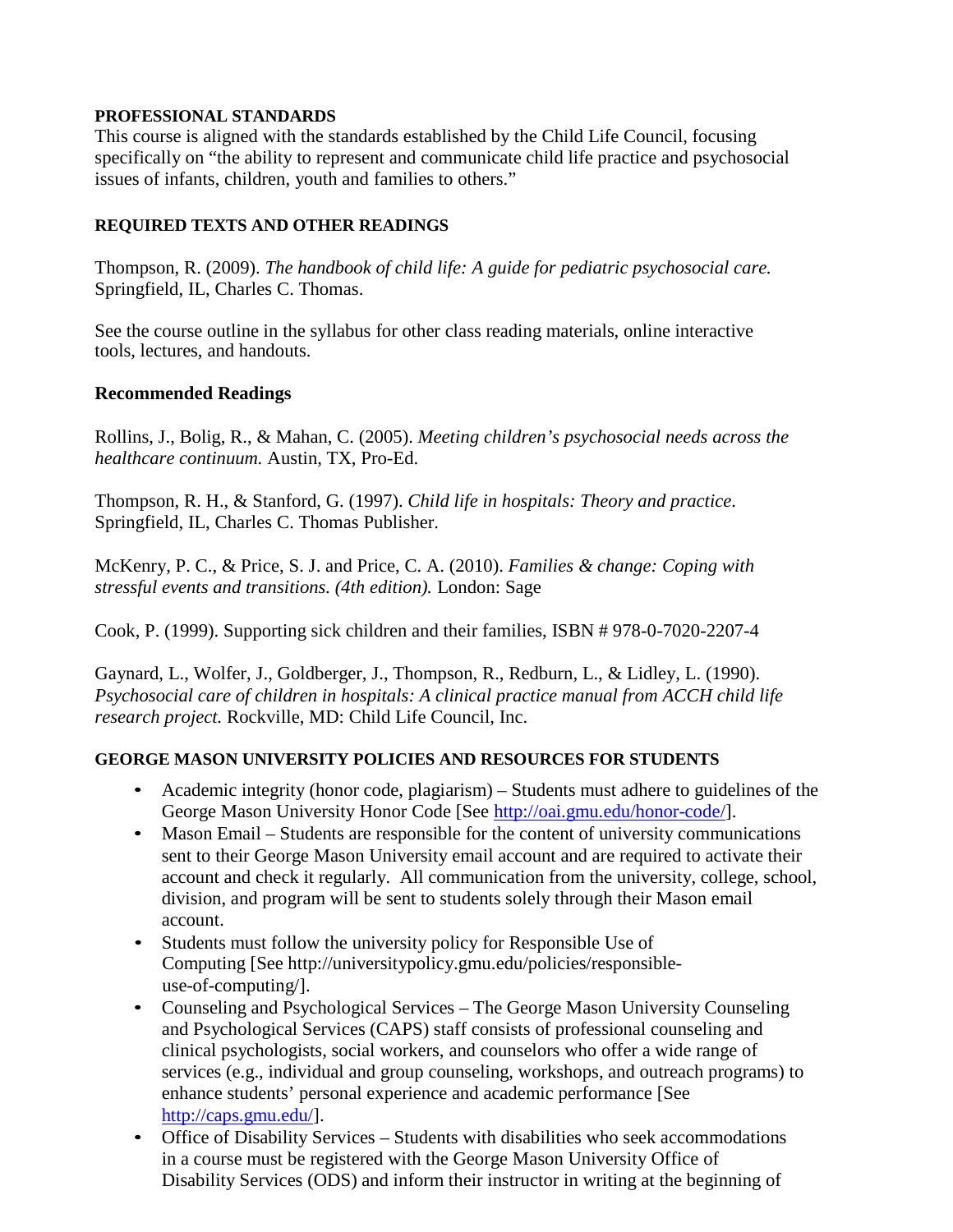**PROFESSIONAL STANDARDS**

This course is aligned with the standards established by the Child Life Council, focusing specifically on "the ability to represent and communicate child life practice and psychosocial issues of infants, children, youth and families to others."

**REQUIRED TEXTS AND OTHER READINGS**

Thompson, R. (2009). *The handbook of child life: A guide for pediatric psychosocial care.* Springfield, IL, Charles C. Thomas.

See the course outline in the syllabus for other class reading materials, online interactive tools, lectures, and handouts.

**Recommended Readings**

Rollins, J., Bolig, R., & Mahan, C. (2005). *Meeting children's psychosocial needs across the healthcare continuum.* Austin, TX, Pro-Ed.

Thompson, R. H., & Stanford, G. (1997). *Child life in hospitals: Theory and practice*. Springfield, IL, Charles C. Thomas Publisher.

McKenry, P. C., & Price, S. J. and Price, C. A. (2010). *Families & change: Coping with stressful events and transitions. (4th edition).* London: Sage

Cook, P. (1999). Supporting sick children and their families, ISBN # 978-0-7020-2207-4

Gaynard, L., Wolfer, J., Goldberger, J., Thompson, R., Redburn, L., & Lidley, L. (1990). *Psychosocial care of children in hospitals: A clinical practice manual from ACCH child life research project.* Rockville, MD: Child Life Council, Inc.

**GEORGE MASON UNIVERSITY POLICIES AND RESOURCES FOR STUDENTS**

- Academic integrity (honor code, plagiarism) – Students must adhere to guidelines of the George Mason University Honor Code [See http://oai.gmu.edu/honor-code/].
- Mason Email – Students are responsible for the content of university communications sent to their George Mason University email account and are required to activate their account and check it regularly. All communication from the university, college, school, division, and program will be sent to students solely through their Mason email account.
- Students must follow the university policy for Responsible Use of Computing [See http://universitypolicy.gmu.edu/policies/responsible-use-of-computing/].
- Counseling and Psychological Services – The George Mason University Counseling and Psychological Services (CAPS) staff consists of professional counseling and clinical psychologists, social workers, and counselors who offer a wide range of services (e.g., individual and group counseling, workshops, and outreach programs) to enhance students' personal experience and academic performance [See http://caps.gmu.edu/].
- Office of Disability Services – Students with disabilities who seek accommodations in a course must be registered with the George Mason University Office of Disability Services (ODS) and inform their instructor in writing at the beginning of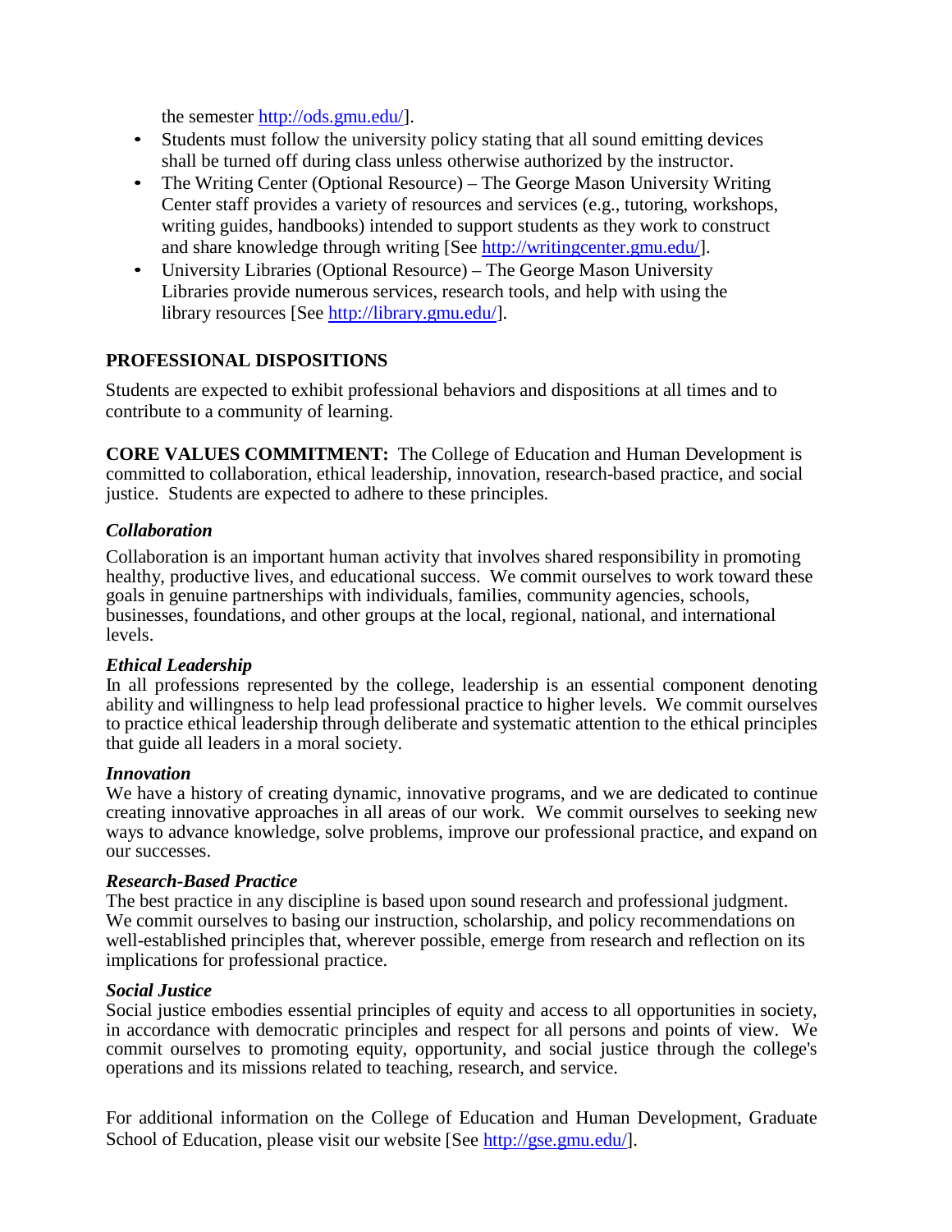the semester [http://ods.gmu.edu/].

- Students must follow the university policy stating that all sound emitting devices shall be turned off during class unless otherwise authorized by the instructor.
- The Writing Center (Optional Resource) – The George Mason University Writing Center staff provides a variety of resources and services (e.g., tutoring, workshops, writing guides, handbooks) intended to support students as they work to construct and share knowledge through writing [See http://writingcenter.gmu.edu/].
- University Libraries (Optional Resource) – The George Mason University Libraries provide numerous services, research tools, and help with using the library resources [See http://library.gmu.edu/].

## PROFESSIONAL DISPOSITIONS

Students are expected to exhibit professional behaviors and dispositions at all times and to contribute to a community of learning.

**CORE VALUES COMMITMENT:** The College of Education and Human Development is committed to collaboration, ethical leadership, innovation, research-based practice, and social justice. Students are expected to adhere to these principles.

### *Collaboration*

Collaboration is an important human activity that involves shared responsibility in promoting healthy, productive lives, and educational success. We commit ourselves to work toward these goals in genuine partnerships with individuals, families, community agencies, schools, businesses, foundations, and other groups at the local, regional, national, and international levels.

### *Ethical Leadership*

In all professions represented by the college, leadership is an essential component denoting ability and willingness to help lead professional practice to higher levels. We commit ourselves to practice ethical leadership through deliberate and systematic attention to the ethical principles that guide all leaders in a moral society.

### *Innovation*

We have a history of creating dynamic, innovative programs, and we are dedicated to continue creating innovative approaches in all areas of our work. We commit ourselves to seeking new ways to advance knowledge, solve problems, improve our professional practice, and expand on our successes.

### *Research-Based Practice*

The best practice in any discipline is based upon sound research and professional judgment. We commit ourselves to basing our instruction, scholarship, and policy recommendations on well-established principles that, wherever possible, emerge from research and reflection on its implications for professional practice.

### *Social Justice*

Social justice embodies essential principles of equity and access to all opportunities in society, in accordance with democratic principles and respect for all persons and points of view. We commit ourselves to promoting equity, opportunity, and social justice through the college's operations and its missions related to teaching, research, and service.

For additional information on the College of Education and Human Development, Graduate School of Education, please visit our website [See http://gse.gmu.edu/].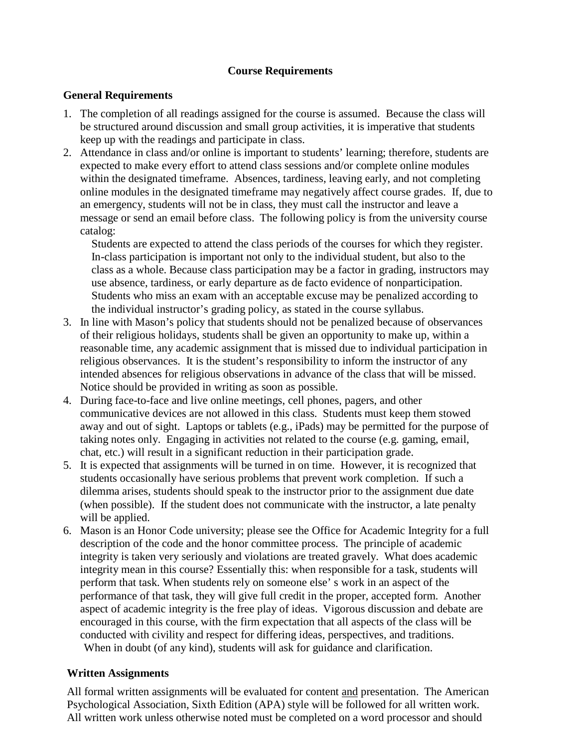## Course Requirements

### General Requirements

1. The completion of all readings assigned for the course is assumed. Because the class will be structured around discussion and small group activities, it is imperative that students keep up with the readings and participate in class.
2. Attendance in class and/or online is important to students' learning; therefore, students are expected to make every effort to attend class sessions and/or complete online modules within the designated timeframe. Absences, tardiness, leaving early, and not completing online modules in the designated timeframe may negatively affect course grades. If, due to an emergency, students will not be in class, they must call the instructor and leave a message or send an email before class. The following policy is from the university course catalog:

   > Students are expected to attend the class periods of the courses for which they register. In-class participation is important not only to the individual student, but also to the class as a whole. Because class participation may be a factor in grading, instructors may use absence, tardiness, or early departure as de facto evidence of nonparticipation. Students who miss an exam with an acceptable excuse may be penalized according to the individual instructor's grading policy, as stated in the course syllabus.

3. In line with Mason's policy that students should not be penalized because of observances of their religious holidays, students shall be given an opportunity to make up, within a reasonable time, any academic assignment that is missed due to individual participation in religious observances. It is the student's responsibility to inform the instructor of any intended absences for religious observations in advance of the class that will be missed. Notice should be provided in writing as soon as possible.
4. During face-to-face and live online meetings, cell phones, pagers, and other communicative devices are not allowed in this class. Students must keep them stowed away and out of sight. Laptops or tablets (e.g., iPads) may be permitted for the purpose of taking notes only. Engaging in activities not related to the course (e.g. gaming, email, chat, etc.) will result in a significant reduction in their participation grade.
5. It is expected that assignments will be turned in on time. However, it is recognized that students occasionally have serious problems that prevent work completion. If such a dilemma arises, students should speak to the instructor prior to the assignment due date (when possible). If the student does not communicate with the instructor, a late penalty will be applied.
6. Mason is an Honor Code university; please see the Office for Academic Integrity for a full description of the code and the honor committee process. The principle of academic integrity is taken very seriously and violations are treated gravely. What does academic integrity mean in this course? Essentially this: when responsible for a task, students will perform that task. When students rely on someone else' s work in an aspect of the performance of that task, they will give full credit in the proper, accepted form. Another aspect of academic integrity is the free play of ideas. Vigorous discussion and debate are encouraged in this course, with the firm expectation that all aspects of the class will be conducted with civility and respect for differing ideas, perspectives, and traditions. When in doubt (of any kind), students will ask for guidance and clarification.

### Written Assignments

All formal written assignments will be evaluated for content <u>and</u> presentation. The American Psychological Association, Sixth Edition (APA) style will be followed for all written work. All written work unless otherwise noted must be completed on a word processor and should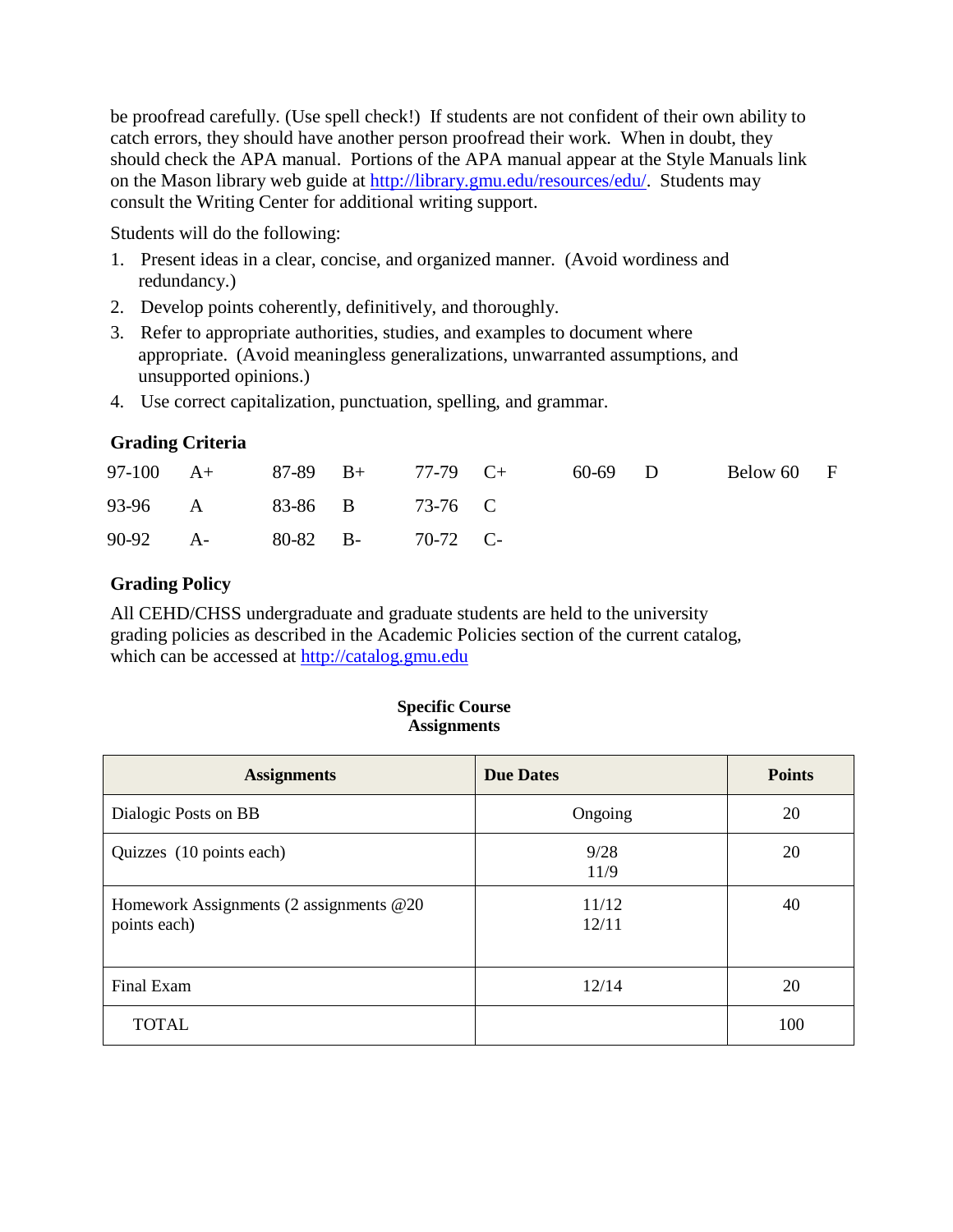be proofread carefully. (Use spell check!) If students are not confident of their own ability to catch errors, they should have another person proofread their work. When in doubt, they should check the APA manual. Portions of the APA manual appear at the Style Manuals link on the Mason library web guide at http://library.gmu.edu/resources/edu/. Students may consult the Writing Center for additional writing support.

Students will do the following:

1. Present ideas in a clear, concise, and organized manner. (Avoid wordiness and redundancy.)
2. Develop points coherently, definitively, and thoroughly.
3. Refer to appropriate authorities, studies, and examples to document where appropriate. (Avoid meaningless generalizations, unwarranted assumptions, and unsupported opinions.)
4. Use correct capitalization, punctuation, spelling, and grammar.

### Grading Criteria

| | | | | | | | | | |
|---|---|---|---|---|---|---|---|---|---|
| 97-100 | A+ | 87-89 | B+ | 77-79 | C+ | 60-69 | D | Below 60 | F |
| 93-96 | A | 83-86 | B | 73-76 | C | | | | |
| 90-92 | A- | 80-82 | B- | 70-72 | C- | | | | |

### Grading Policy

All CEHD/CHSS undergraduate and graduate students are held to the university grading policies as described in the Academic Policies section of the current catalog, which can be accessed at http://catalog.gmu.edu

**Specific Course Assignments**

| Assignments | Due Dates | Points |
|---|---|---|
| Dialogic Posts on BB | Ongoing | 20 |
| Quizzes (10 points each) | 9/28<br>11/9 | 20 |
| Homework Assignments (2 assignments @20 points each) | 11/12<br>12/11 | 40 |
| Final Exam | 12/14 | 20 |
| TOTAL | | 100 |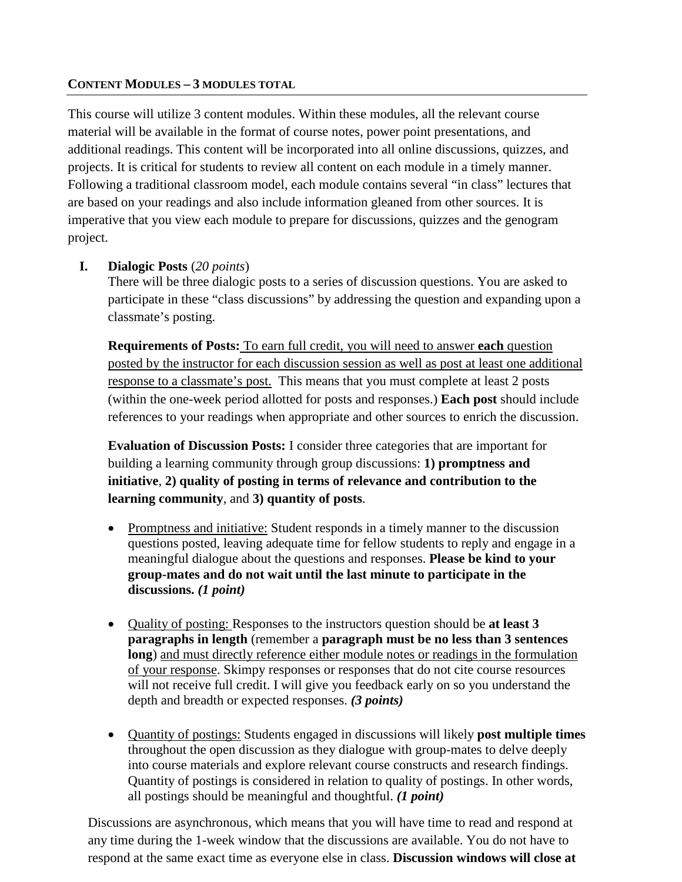## CONTENT MODULES – 3 MODULES TOTAL

This course will utilize 3 content modules. Within these modules, all the relevant course material will be available in the format of course notes, power point presentations, and additional readings. This content will be incorporated into all online discussions, quizzes, and projects. It is critical for students to review all content on each module in a timely manner. Following a traditional classroom model, each module contains several "in class" lectures that are based on your readings and also include information gleaned from other sources. It is imperative that you view each module to prepare for discussions, quizzes and the genogram project.

**I. Dialogic Posts** (*20 points*)

There will be three dialogic posts to a series of discussion questions. You are asked to participate in these "class discussions" by addressing the question and expanding upon a classmate's posting.

**Requirements of Posts:** To earn full credit, you will need to answer **each** question posted by the instructor for each discussion session as well as post at least one additional response to a classmate's post. This means that you must complete at least 2 posts (within the one-week period allotted for posts and responses.) **Each post** should include references to your readings when appropriate and other sources to enrich the discussion.

**Evaluation of Discussion Posts:** I consider three categories that are important for building a learning community through group discussions: **1) promptness and initiative**, **2) quality of posting in terms of relevance and contribution to the learning community**, and **3) quantity of posts**.

- Promptness and initiative: Student responds in a timely manner to the discussion questions posted, leaving adequate time for fellow students to reply and engage in a meaningful dialogue about the questions and responses. **Please be kind to your group-mates and do not wait until the last minute to participate in the discussions.** ***(1 point)***

- Quality of posting: Responses to the instructors question should be **at least 3 paragraphs in length** (remember a **paragraph must be no less than 3 sentences long**) and must directly reference either module notes or readings in the formulation of your response. Skimpy responses or responses that do not cite course resources will not receive full credit. I will give you feedback early on so you understand the depth and breadth or expected responses. ***(3 points)***

- Quantity of postings: Students engaged in discussions will likely **post multiple times** throughout the open discussion as they dialogue with group-mates to delve deeply into course materials and explore relevant course constructs and research findings. Quantity of postings is considered in relation to quality of postings. In other words, all postings should be meaningful and thoughtful. ***(1 point)***

Discussions are asynchronous, which means that you will have time to read and respond at any time during the 1-week window that the discussions are available. You do not have to respond at the same exact time as everyone else in class. **Discussion windows will close at**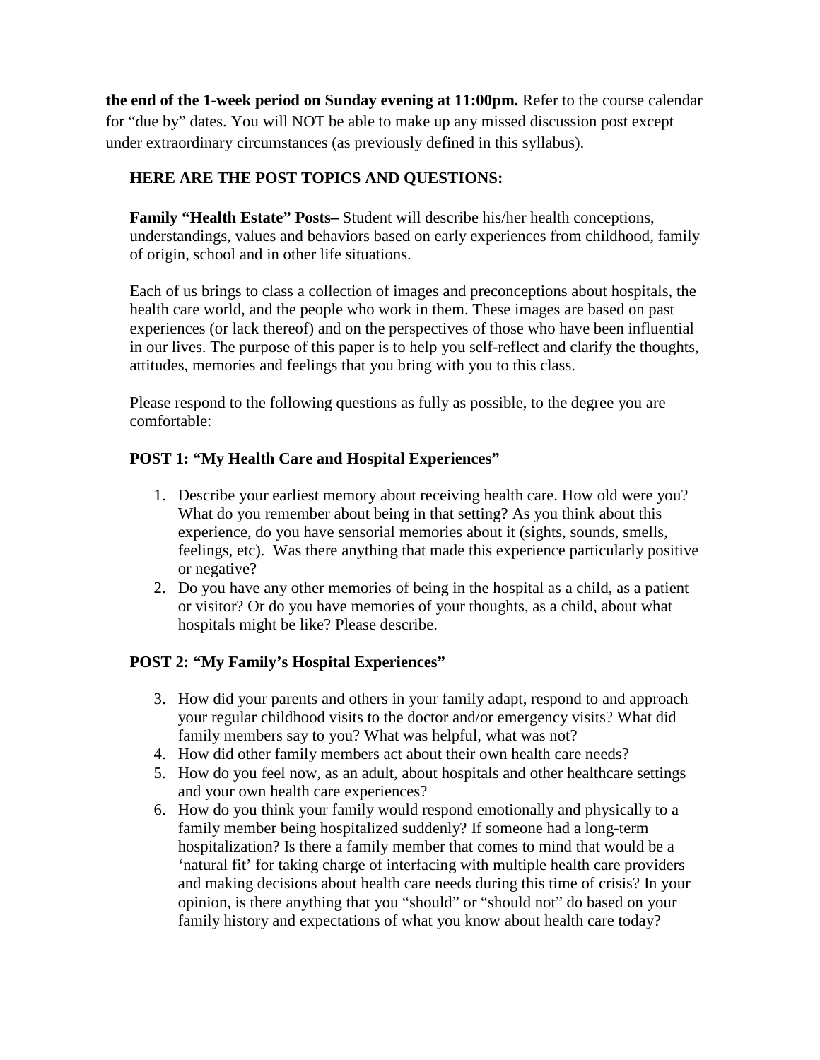**the end of the 1-week period on Sunday evening at 11:00pm.** Refer to the course calendar for "due by" dates. You will NOT be able to make up any missed discussion post except under extraordinary circumstances (as previously defined in this syllabus).

**HERE ARE THE POST TOPICS AND QUESTIONS:**

**Family "Health Estate" Posts–** Student will describe his/her health conceptions, understandings, values and behaviors based on early experiences from childhood, family of origin, school and in other life situations.

Each of us brings to class a collection of images and preconceptions about hospitals, the health care world, and the people who work in them. These images are based on past experiences (or lack thereof) and on the perspectives of those who have been influential in our lives. The purpose of this paper is to help you self-reflect and clarify the thoughts, attitudes, memories and feelings that you bring with you to this class.

Please respond to the following questions as fully as possible, to the degree you are comfortable:

**POST 1: "My Health Care and Hospital Experiences"**

1. Describe your earliest memory about receiving health care. How old were you? What do you remember about being in that setting? As you think about this experience, do you have sensorial memories about it (sights, sounds, smells, feelings, etc). Was there anything that made this experience particularly positive or negative?
2. Do you have any other memories of being in the hospital as a child, as a patient or visitor? Or do you have memories of your thoughts, as a child, about what hospitals might be like? Please describe.

**POST 2: "My Family's Hospital Experiences"**

3. How did your parents and others in your family adapt, respond to and approach your regular childhood visits to the doctor and/or emergency visits? What did family members say to you? What was helpful, what was not?
4. How did other family members act about their own health care needs?
5. How do you feel now, as an adult, about hospitals and other healthcare settings and your own health care experiences?
6. How do you think your family would respond emotionally and physically to a family member being hospitalized suddenly? If someone had a long-term hospitalization? Is there a family member that comes to mind that would be a 'natural fit' for taking charge of interfacing with multiple health care providers and making decisions about health care needs during this time of crisis? In your opinion, is there anything that you "should" or "should not" do based on your family history and expectations of what you know about health care today?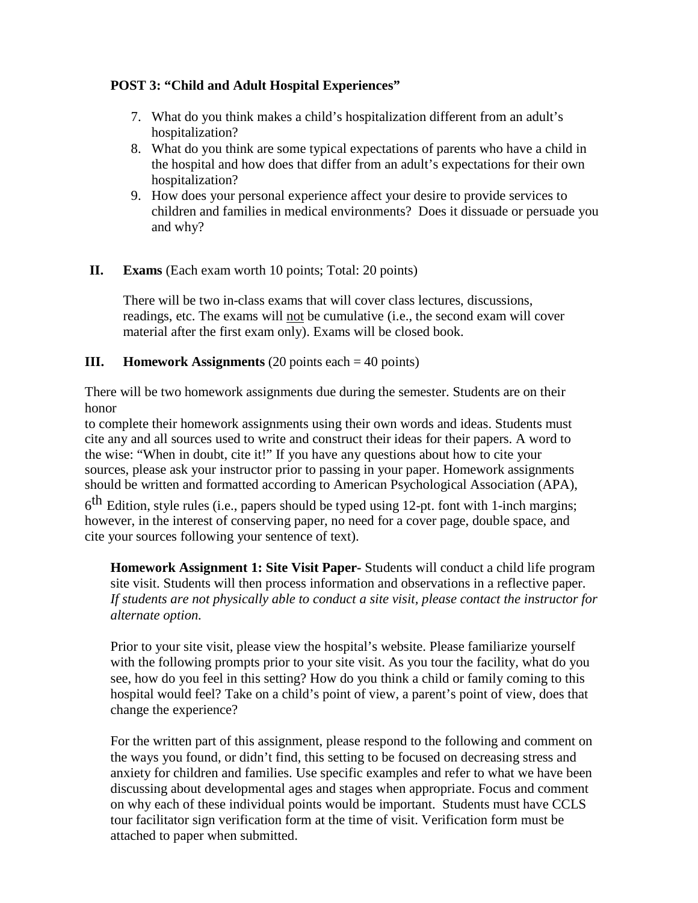**POST 3: "Child and Adult Hospital Experiences"**

7. What do you think makes a child's hospitalization different from an adult's hospitalization?
8. What do you think are some typical expectations of parents who have a child in the hospital and how does that differ from an adult's expectations for their own hospitalization?
9. How does your personal experience affect your desire to provide services to children and families in medical environments? Does it dissuade or persuade you and why?

**II. Exams** (Each exam worth 10 points; Total: 20 points)

There will be two in-class exams that will cover class lectures, discussions, readings, etc. The exams will not be cumulative (i.e., the second exam will cover material after the first exam only). Exams will be closed book.

**III. Homework Assignments** (20 points each = 40 points)

There will be two homework assignments due during the semester. Students are on their honor to complete their homework assignments using their own words and ideas. Students must cite any and all sources used to write and construct their ideas for their papers. A word to the wise: "When in doubt, cite it!" If you have any questions about how to cite your sources, please ask your instructor prior to passing in your paper. Homework assignments should be written and formatted according to American Psychological Association (APA), 6th Edition, style rules (i.e., papers should be typed using 12-pt. font with 1-inch margins; however, in the interest of conserving paper, no need for a cover page, double space, and cite your sources following your sentence of text).

**Homework Assignment 1: Site Visit Paper-** Students will conduct a child life program site visit. Students will then process information and observations in a reflective paper. *If students are not physically able to conduct a site visit, please contact the instructor for alternate option.*

Prior to your site visit, please view the hospital's website. Please familiarize yourself with the following prompts prior to your site visit. As you tour the facility, what do you see, how do you feel in this setting? How do you think a child or family coming to this hospital would feel? Take on a child's point of view, a parent's point of view, does that change the experience?

For the written part of this assignment, please respond to the following and comment on the ways you found, or didn't find, this setting to be focused on decreasing stress and anxiety for children and families. Use specific examples and refer to what we have been discussing about developmental ages and stages when appropriate. Focus and comment on why each of these individual points would be important. Students must have CCLS tour facilitator sign verification form at the time of visit. Verification form must be attached to paper when submitted.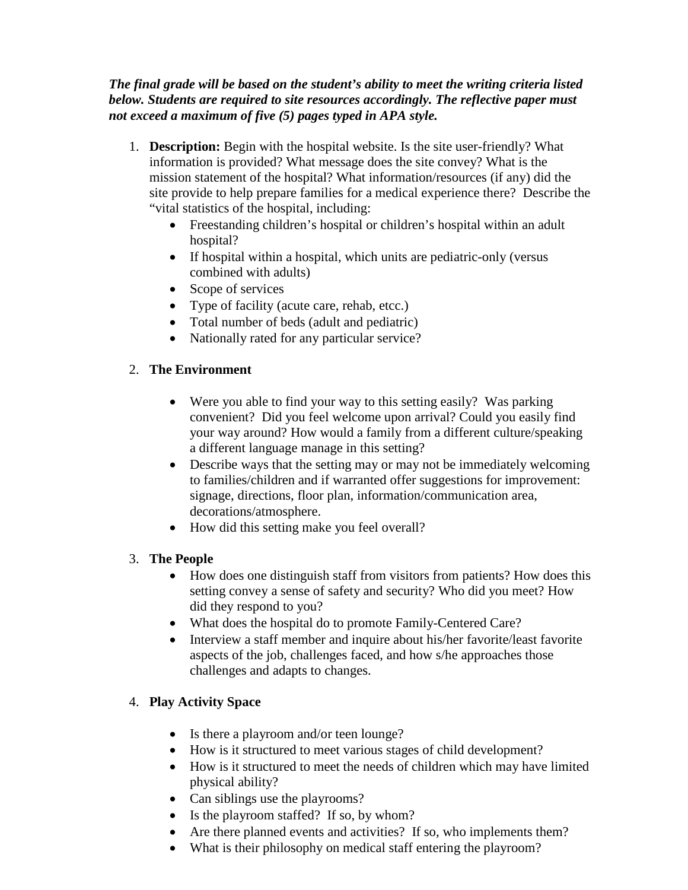***The final grade will be based on the student's ability to meet the writing criteria listed below. Students are required to site resources accordingly. The reflective paper must not exceed a maximum of five (5) pages typed in APA style.***

1. **Description:** Begin with the hospital website. Is the site user-friendly? What information is provided? What message does the site convey? What is the mission statement of the hospital? What information/resources (if any) did the site provide to help prepare families for a medical experience there? Describe the "vital statistics of the hospital, including:
   - Freestanding children's hospital or children's hospital within an adult hospital?
   - If hospital within a hospital, which units are pediatric-only (versus combined with adults)
   - Scope of services
   - Type of facility (acute care, rehab, etcc.)
   - Total number of beds (adult and pediatric)
   - Nationally rated for any particular service?

2. **The Environment**

   - Were you able to find your way to this setting easily? Was parking convenient? Did you feel welcome upon arrival? Could you easily find your way around? How would a family from a different culture/speaking a different language manage in this setting?
   - Describe ways that the setting may or may not be immediately welcoming to families/children and if warranted offer suggestions for improvement: signage, directions, floor plan, information/communication area, decorations/atmosphere.
   - How did this setting make you feel overall?

3. **The People**
   - How does one distinguish staff from visitors from patients? How does this setting convey a sense of safety and security? Who did you meet? How did they respond to you?
   - What does the hospital do to promote Family-Centered Care?
   - Interview a staff member and inquire about his/her favorite/least favorite aspects of the job, challenges faced, and how s/he approaches those challenges and adapts to changes.

4. **Play Activity Space**

   - Is there a playroom and/or teen lounge?
   - How is it structured to meet various stages of child development?
   - How is it structured to meet the needs of children which may have limited physical ability?
   - Can siblings use the playrooms?
   - Is the playroom staffed? If so, by whom?
   - Are there planned events and activities? If so, who implements them?
   - What is their philosophy on medical staff entering the playroom?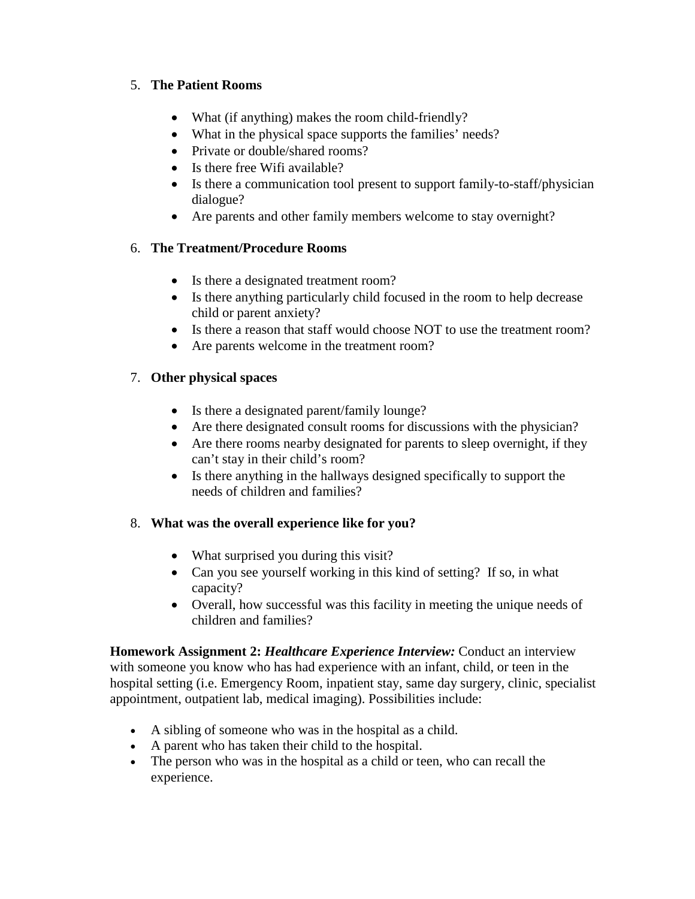5. **The Patient Rooms**

    - What (if anything) makes the room child-friendly?
    - What in the physical space supports the families' needs?
    - Private or double/shared rooms?
    - Is there free Wifi available?
    - Is there a communication tool present to support family-to-staff/physician dialogue?
    - Are parents and other family members welcome to stay overnight?

6. **The Treatment/Procedure Rooms**

    - Is there a designated treatment room?
    - Is there anything particularly child focused in the room to help decrease child or parent anxiety?
    - Is there a reason that staff would choose NOT to use the treatment room?
    - Are parents welcome in the treatment room?

7. **Other physical spaces**

    - Is there a designated parent/family lounge?
    - Are there designated consult rooms for discussions with the physician?
    - Are there rooms nearby designated for parents to sleep overnight, if they can't stay in their child's room?
    - Is there anything in the hallways designed specifically to support the needs of children and families?

8. **What was the overall experience like for you?**

    - What surprised you during this visit?
    - Can you see yourself working in this kind of setting? If so, in what capacity?
    - Overall, how successful was this facility in meeting the unique needs of children and families?

**Homework Assignment 2:** ***Healthcare Experience Interview:*** Conduct an interview with someone you know who has had experience with an infant, child, or teen in the hospital setting (i.e. Emergency Room, inpatient stay, same day surgery, clinic, specialist appointment, outpatient lab, medical imaging). Possibilities include:

- A sibling of someone who was in the hospital as a child.
- A parent who has taken their child to the hospital.
- The person who was in the hospital as a child or teen, who can recall the experience.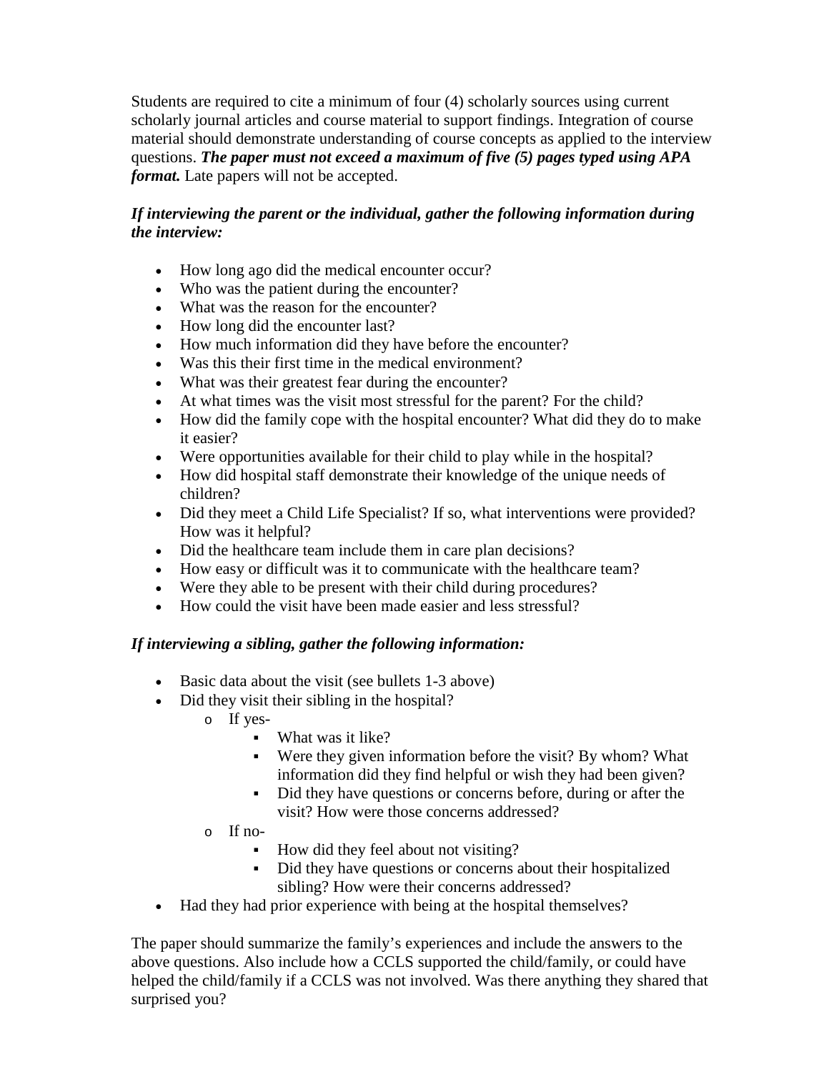Students are required to cite a minimum of four (4) scholarly sources using current scholarly journal articles and course material to support findings. Integration of course material should demonstrate understanding of course concepts as applied to the interview questions. ***The paper must not exceed a maximum of five (5) pages typed using APA format.*** Late papers will not be accepted.

***If interviewing the parent or the individual, gather the following information during the interview:***

- How long ago did the medical encounter occur?
- Who was the patient during the encounter?
- What was the reason for the encounter?
- How long did the encounter last?
- How much information did they have before the encounter?
- Was this their first time in the medical environment?
- What was their greatest fear during the encounter?
- At what times was the visit most stressful for the parent? For the child?
- How did the family cope with the hospital encounter? What did they do to make it easier?
- Were opportunities available for their child to play while in the hospital?
- How did hospital staff demonstrate their knowledge of the unique needs of children?
- Did they meet a Child Life Specialist? If so, what interventions were provided? How was it helpful?
- Did the healthcare team include them in care plan decisions?
- How easy or difficult was it to communicate with the healthcare team?
- Were they able to be present with their child during procedures?
- How could the visit have been made easier and less stressful?

***If interviewing a sibling, gather the following information:***

- Basic data about the visit (see bullets 1-3 above)
- Did they visit their sibling in the hospital?
  - If yes-
    - What was it like?
    - Were they given information before the visit? By whom? What information did they find helpful or wish they had been given?
    - Did they have questions or concerns before, during or after the visit? How were those concerns addressed?
  - If no-
    - How did they feel about not visiting?
    - Did they have questions or concerns about their hospitalized sibling? How were their concerns addressed?
- Had they had prior experience with being at the hospital themselves?

The paper should summarize the family's experiences and include the answers to the above questions. Also include how a CCLS supported the child/family, or could have helped the child/family if a CCLS was not involved. Was there anything they shared that surprised you?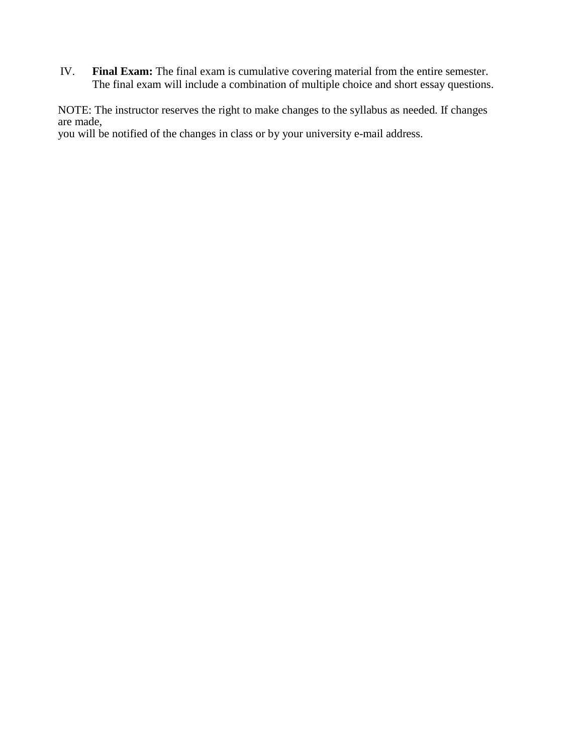IV. **Final Exam:** The final exam is cumulative covering material from the entire semester. The final exam will include a combination of multiple choice and short essay questions.

NOTE: The instructor reserves the right to make changes to the syllabus as needed. If changes are made,
you will be notified of the changes in class or by your university e-mail address.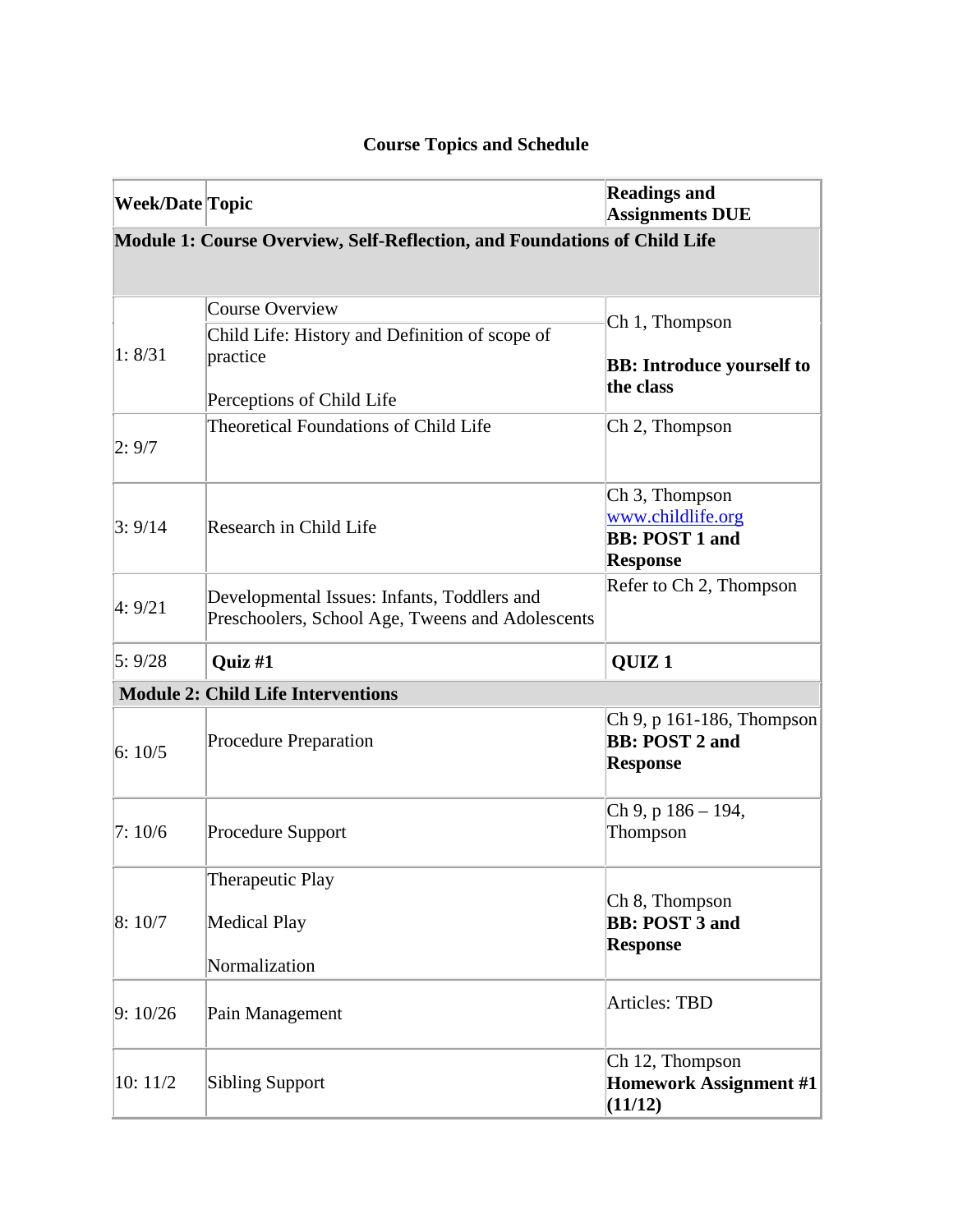## Course Topics and Schedule

| Week/Date | Topic | Readings and Assignments DUE |
|---|---|---|
| **Module 1: Course Overview, Self-Reflection, and Foundations of Child Life** | | |
| 1: 8/31 | Course Overview<br>Child Life: History and Definition of scope of practice<br><br>Perceptions of Child Life | Ch 1, Thompson<br><br>**BB: Introduce yourself to the class** |
| 2: 9/7 | Theoretical Foundations of Child Life | Ch 2, Thompson |
| 3: 9/14 | Research in Child Life | Ch 3, Thompson<br>www.childlife.org<br>**BB: POST 1 and Response** |
| 4: 9/21 | Developmental Issues: Infants, Toddlers and Preschoolers, School Age, Tweens and Adolescents | Refer to Ch 2, Thompson |
| 5: 9/28 | **Quiz #1** | **QUIZ 1** |
| **Module 2: Child Life Interventions** | | |
| 6: 10/5 | Procedure Preparation | Ch 9, p 161-186, Thompson<br>**BB: POST 2 and Response** |
| 7: 10/6 | Procedure Support | Ch 9, p 186 – 194, Thompson |
| 8: 10/7 | Therapeutic Play<br><br>Medical Play<br><br>Normalization | Ch 8, Thompson<br>**BB: POST 3 and Response** |
| 9: 10/26 | Pain Management | Articles: TBD |
| 10: 11/2 | Sibling Support | Ch 12, Thompson<br>**Homework Assignment #1 (11/12)** |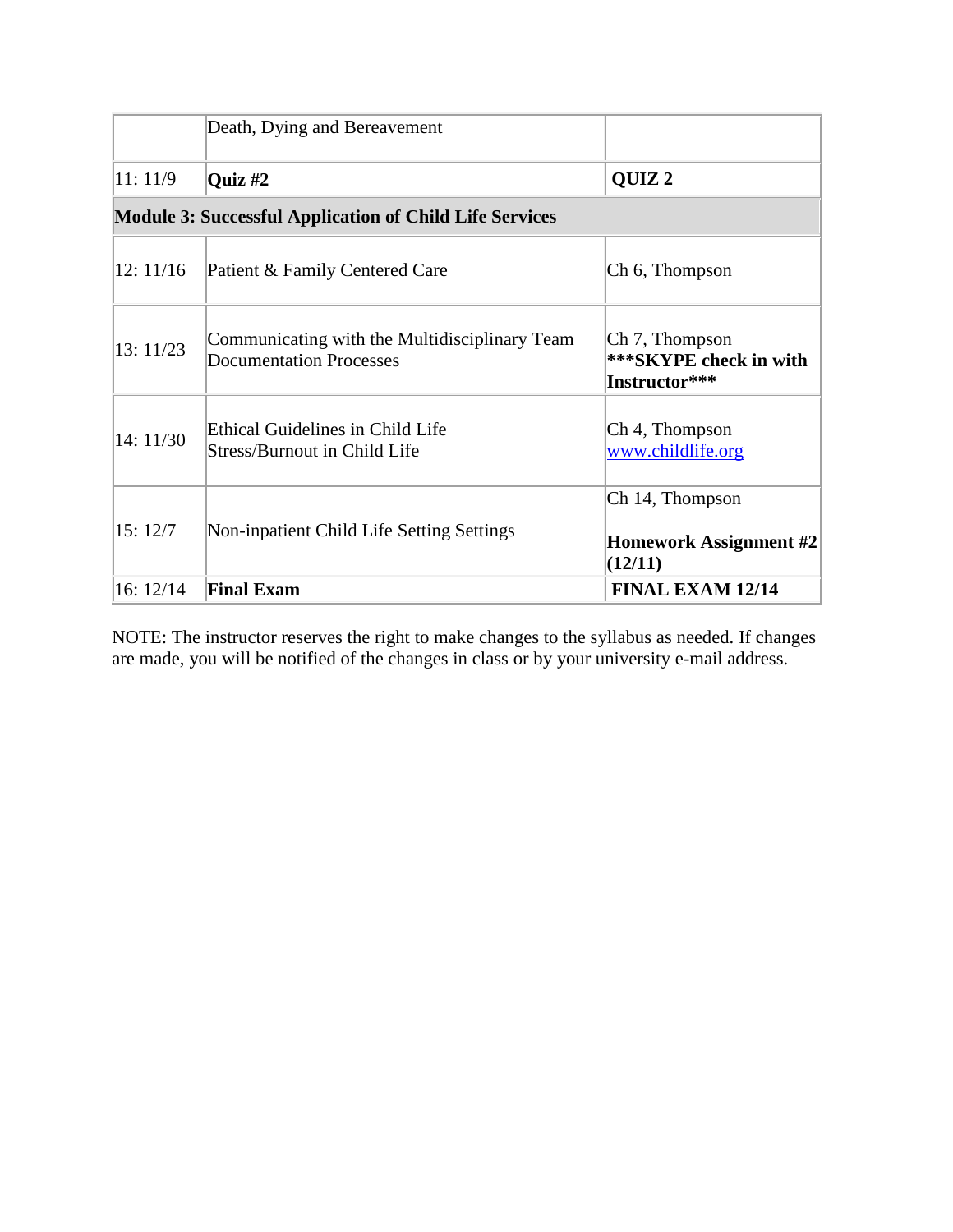| | | |
|---|---|---|
| | Death, Dying and Bereavement | |
| 11: 11/9 | **Quiz #2** | **QUIZ 2** |
| **Module 3: Successful Application of Child Life Services** | | |
| 12: 11/16 | Patient & Family Centered Care | Ch 6, Thompson |
| 13: 11/23 | Communicating with the Multidisciplinary Team<br>Documentation Processes | Ch 7, Thompson<br>**\*\*\*SKYPE check in with Instructor\*\*\*** |
| 14: 11/30 | Ethical Guidelines in Child Life<br>Stress/Burnout in Child Life | Ch 4, Thompson<br>www.childlife.org |
| 15: 12/7 | Non-inpatient Child Life Setting Settings | Ch 14, Thompson<br><br>**Homework Assignment #2 (12/11)** |
| 16: 12/14 | **Final Exam** | **FINAL EXAM 12/14** |

NOTE: The instructor reserves the right to make changes to the syllabus as needed. If changes are made, you will be notified of the changes in class or by your university e-mail address.